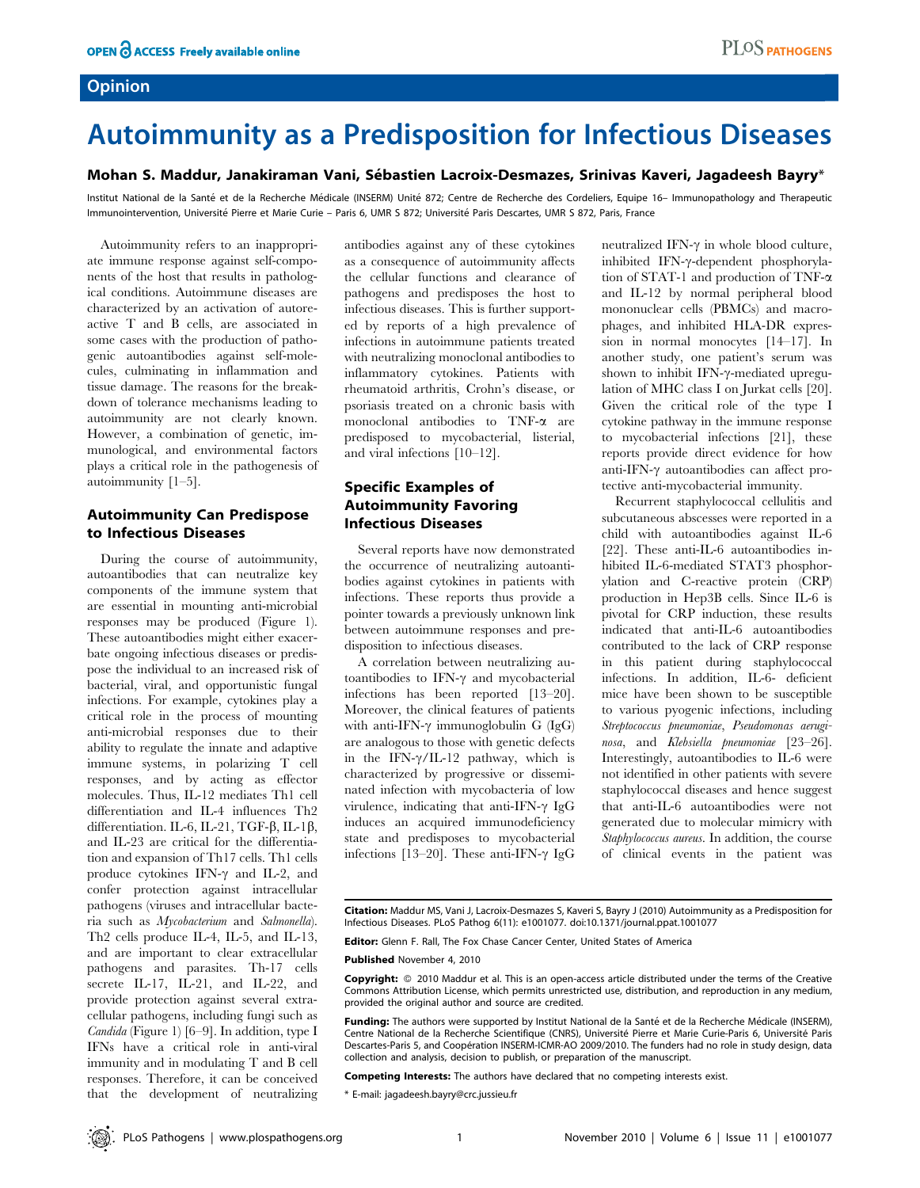**Opinion**

# Autoimmunity as a Predisposition for Infectious Diseases

**Mohan S. Maddur, Janakiraman Vani, Sébastien Lacroix-Desmazes, Srinivas Kaveri, Jagadeesh Bayry***

Institut National de la Santé et de la Recherche Médicale (INSERM) Unité 872; Centre de Recherche des Cordeliers, Equipe 16– Immunopathology and Therapeutic Immunointervention, Université Pierre et Marie Curie – Paris 6, UMR S 872; Université Paris Descartes, UMR S 872, Paris, France

Autoimmunity refers to an inappropriate immune response against self-components of the host that results in pathological conditions. Autoimmune diseases are characterized by an activation of autoreactive T and B cells, are associated in some cases with the production of pathogenic autoantibodies against self-molecules, culminating in inflammation and tissue damage. The reasons for the breakdown of tolerance mechanisms leading to autoimmunity are not clearly known. However, a combination of genetic, immunological, and environmental factors plays a critical role in the pathogenesis of autoimmunity [1–5].

## Autoimmunity Can Predispose to Infectious Diseases

During the course of autoimmunity, autoantibodies that can neutralize key components of the immune system that are essential in mounting anti-microbial responses may be produced (Figure 1). These autoantibodies might either exacerbate ongoing infectious diseases or predispose the individual to an increased risk of bacterial, viral, and opportunistic fungal infections. For example, cytokines play a critical role in the process of mounting anti-microbial responses due to their ability to regulate the innate and adaptive immune systems, in polarizing T cell responses, and by acting as effector molecules. Thus, IL-12 mediates Th1 cell differentiation and IL-4 influences Th2 differentiation. IL-6, IL-21, TGF-β, IL-1β, and IL-23 are critical for the differentiation and expansion of Th17 cells. Th1 cells produce cytokines IFN-γ and IL-2, and confer protection against intracellular pathogens (viruses and intracellular bacteria such as *Mycobacterium* and *Salmonella*). Th2 cells produce IL-4, IL-5, and IL-13, and are important to clear extracellular pathogens and parasites. Th-17 cells secrete IL-17, IL-21, and IL-22, and provide protection against several extracellular pathogens, including fungi such as *Candida* (Figure 1) [6–9]. In addition, type I IFNs have a critical role in anti-viral immunity and in modulating T and B cell responses. Therefore, it can be conceived that the development of neutralizing antibodies against any of these cytokines as a consequence of autoimmunity affects the cellular functions and clearance of pathogens and predisposes the host to infectious diseases. This is further supported by reports of a high prevalence of infections in autoimmune patients treated with neutralizing monoclonal antibodies to inflammatory cytokines. Patients with rheumatoid arthritis, Crohn's disease, or psoriasis treated on a chronic basis with monoclonal antibodies to TNF-α are predisposed to mycobacterial, listerial, and viral infections [10–12].

## Specific Examples of Autoimmunity Favoring Infectious Diseases

Several reports have now demonstrated the occurrence of neutralizing autoantibodies against cytokines in patients with infections. These reports thus provide a pointer towards a previously unknown link between autoimmune responses and predisposition to infectious diseases.

A correlation between neutralizing autoantibodies to IFN-γ and mycobacterial infections has been reported [13–20]. Moreover, the clinical features of patients with anti-IFN-γ immunoglobulin G (IgG) are analogous to those with genetic defects in the IFN-γ/IL-12 pathway, which is characterized by progressive or disseminated infection with mycobacteria of low virulence, indicating that anti-IFN-γ IgG induces an acquired immunodeficiency state and predisposes to mycobacterial infections [13–20]. These anti-IFN-γ IgG neutralized IFN-γ in whole blood culture, inhibited IFN-γ-dependent phosphorylation of STAT-1 and production of TNF-α and IL-12 by normal peripheral blood mononuclear cells (PBMCs) and macrophages, and inhibited HLA-DR expression in normal monocytes [14–17]. In another study, one patient's serum was shown to inhibit IFN-γ-mediated upregulation of MHC class I on Jurkat cells [20]. Given the critical role of the type I cytokine pathway in the immune response to mycobacterial infections [21], these reports provide direct evidence for how anti-IFN-γ autoantibodies can affect protective anti-mycobacterial immunity.

Recurrent staphylococcal cellulitis and subcutaneous abscesses were reported in a child with autoantibodies against IL-6 [22]. These anti-IL-6 autoantibodies inhibited IL-6-mediated STAT3 phosphorylation and C-reactive protein (CRP) production in Hep3B cells. Since IL-6 is pivotal for CRP induction, these results indicated that anti-IL-6 autoantibodies contributed to the lack of CRP response in this patient during staphylococcal infections. In addition, IL-6- deficient mice have been shown to be susceptible to various pyogenic infections, including *Streptococcus pneumoniae*, *Pseudomonas aeruginosa*, and *Klebsiella pneumoniae* [23–26]. Interestingly, autoantibodies to IL-6 were not identified in other patients with severe staphylococcal diseases and hence suggest that anti-IL-6 autoantibodies were not generated due to molecular mimicry with *Staphylococcus aureus*. In addition, the course of clinical events in the patient was

**Citation:** Maddur MS, Vani J, Lacroix-Desmazes S, Kaveri S, Bayry J (2010) Autoimmunity as a Predisposition for Infectious Diseases. PLoS Pathog 6(11): e1001077. doi:10.1371/journal.ppat.1001077

**Editor:** Glenn F. Rall, The Fox Chase Cancer Center, United States of America

**Published** November 4, 2010

**Copyright:** © 2010 Maddur et al. This is an open-access article distributed under the terms of the Creative Commons Attribution License, which permits unrestricted use, distribution, and reproduction in any medium, provided the original author and source are credited.

**Funding:** The authors were supported by Institut National de la Santé et de la Recherche Médicale (INSERM), Centre National de la Recherche Scientifique (CNRS), Université Pierre et Marie Curie-Paris 6, Université Paris Descartes-Paris 5, and Coopération INSERM-ICMR-AO 2009/2010. The funders had no role in study design, data collection and analysis, decision to publish, or preparation of the manuscript.

**Competing Interests:** The authors have declared that no competing interests exist.

\* E-mail: jagadeesh.bayry@crc.jussieu.fr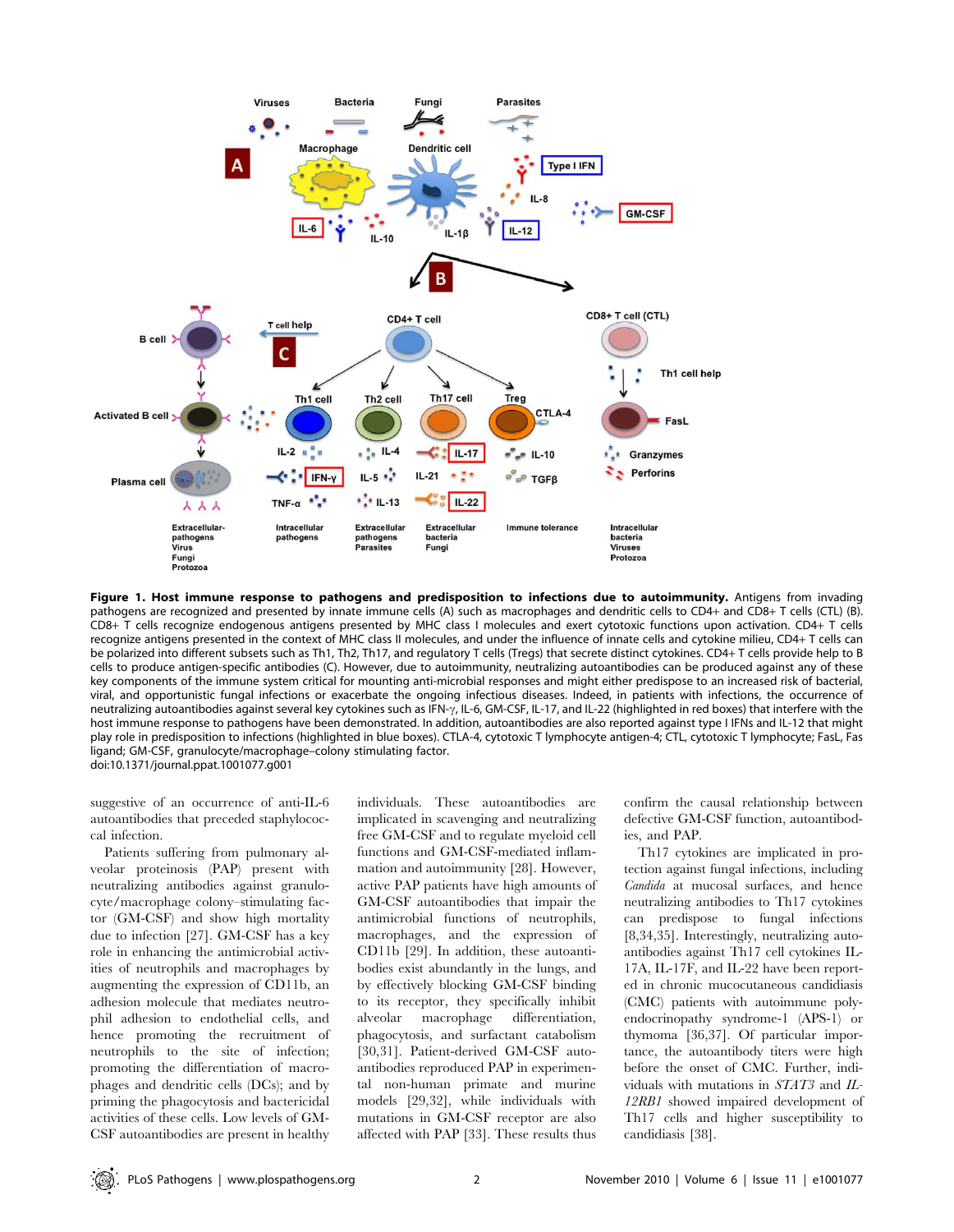**Figure 1. Host immune response to pathogens and predisposition to infections due to autoimmunity.** Antigens from invading pathogens are recognized and presented by innate immune cells (A) such as macrophages and dendritic cells to CD4+ and CD8+ T cells (CTL) (B). CD8+ T cells recognize endogenous antigens presented by MHC class I molecules and exert cytotoxic functions upon activation. CD4+ T cells recognize antigens presented in the context of MHC class II molecules, and under the influence of innate cells and cytokine milieu, CD4+ T cells can be polarized into different subsets such as Th1, Th2, Th17, and regulatory T cells (Tregs) that secrete distinct cytokines. CD4+ T cells provide help to B cells to produce antigen-specific antibodies (C). However, due to autoimmunity, neutralizing autoantibodies can be produced against any of these key components of the immune system critical for mounting anti-microbial responses and might either predispose to an increased risk of bacterial, viral, and opportunistic fungal infections or exacerbate the ongoing infectious diseases. Indeed, in patients with infections, the occurrence of neutralizing autoantibodies against several key cytokines such as IFN-γ, IL-6, GM-CSF, IL-17, and IL-22 (highlighted in red boxes) that interfere with the host immune response to pathogens have been demonstrated. In addition, autoantibodies are also reported against type I IFNs and IL-12 that might play role in predisposition to infections (highlighted in blue boxes). CTLA-4, cytotoxic T lymphocyte antigen-4; CTL, cytotoxic T lymphocyte; FasL, Fas ligand; GM-CSF, granulocyte/macrophage–colony stimulating factor.
doi:10.1371/journal.ppat.1001077.g001

suggestive of an occurrence of anti-IL-6 autoantibodies that preceded staphylococcal infection.

Patients suffering from pulmonary alveolar proteinosis (PAP) present with neutralizing antibodies against granulocyte/macrophage colony–stimulating factor (GM-CSF) and show high mortality due to infection [27]. GM-CSF has a key role in enhancing the antimicrobial activities of neutrophils and macrophages by augmenting the expression of CD11b, an adhesion molecule that mediates neutrophil adhesion to endothelial cells, and hence promoting the recruitment of neutrophils to the site of infection; promoting the differentiation of macrophages and dendritic cells (DCs); and by priming the phagocytosis and bactericidal activities of these cells. Low levels of GM-CSF autoantibodies are present in healthy individuals. These autoantibodies are implicated in scavenging and neutralizing free GM-CSF and to regulate myeloid cell functions and GM-CSF-mediated inflammation and autoimmunity [28]. However, active PAP patients have high amounts of GM-CSF autoantibodies that impair the antimicrobial functions of neutrophils, macrophages, and the expression of CD11b [29]. In addition, these autoantibodies exist abundantly in the lungs, and by effectively blocking GM-CSF binding to its receptor, they specifically inhibit alveolar macrophage differentiation, phagocytosis, and surfactant catabolism [30,31]. Patient-derived GM-CSF autoantibodies reproduced PAP in experimental non-human primate and murine models [29,32], while individuals with mutations in GM-CSF receptor are also affected with PAP [33]. These results thus confirm the causal relationship between defective GM-CSF function, autoantibodies, and PAP.

Th17 cytokines are implicated in protection against fungal infections, including *Candida* at mucosal surfaces, and hence neutralizing antibodies to Th17 cytokines can predispose to fungal infections [8,34,35]. Interestingly, neutralizing autoantibodies against Th17 cell cytokines IL-17A, IL-17F, and IL-22 have been reported in chronic mucocutaneous candidiasis (CMC) patients with autoimmune polyendocrinopathy syndrome-1 (APS-1) or thymoma [36,37]. Of particular importance, the autoantibody titers were high before the onset of CMC. Further, individuals with mutations in *STAT3* and *IL-12RB1* showed impaired development of Th17 cells and higher susceptibility to candidiasis [38].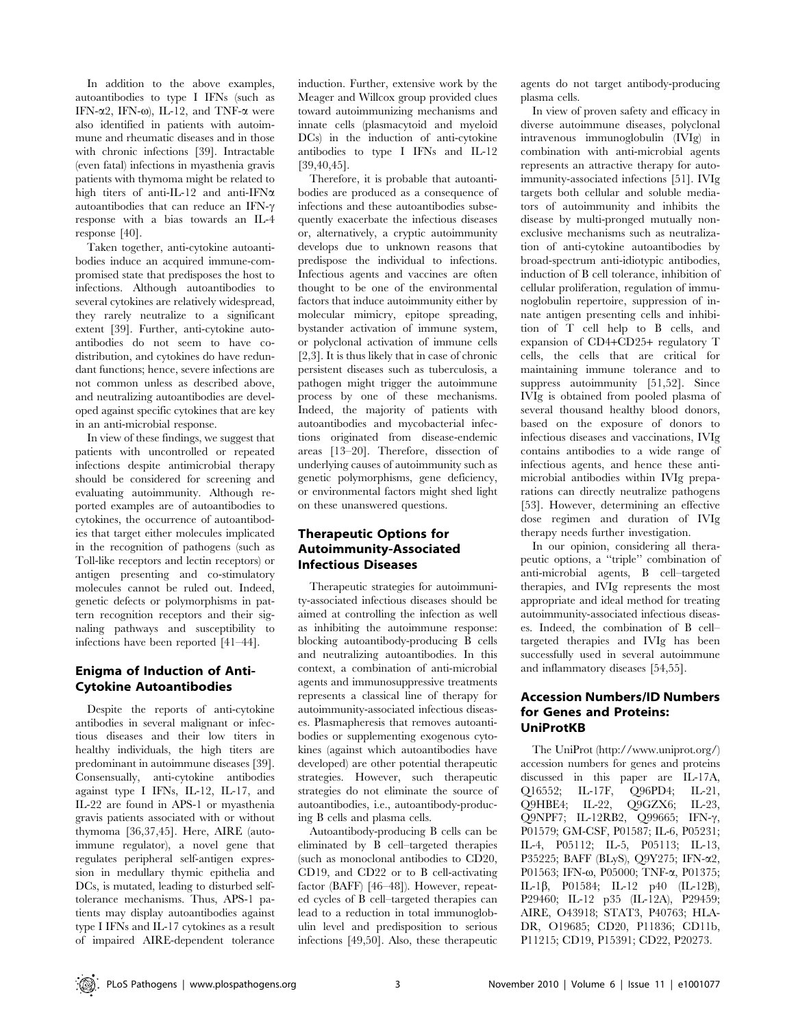In addition to the above examples, autoantibodies to type I IFNs (such as IFN-α2, IFN-ω), IL-12, and TNF-α were also identified in patients with autoimmune and rheumatic diseases and in those with chronic infections [39]. Intractable (even fatal) infections in myasthenia gravis patients with thymoma might be related to high titers of anti-IL-12 and anti-IFNα autoantibodies that can reduce an IFN-γ response with a bias towards an IL-4 response [40].

Taken together, anti-cytokine autoantibodies induce an acquired immune-compromised state that predisposes the host to infections. Although autoantibodies to several cytokines are relatively widespread, they rarely neutralize to a significant extent [39]. Further, anti-cytokine autoantibodies do not seem to have co-distribution, and cytokines do have redundant functions; hence, severe infections are not common unless as described above, and neutralizing autoantibodies are developed against specific cytokines that are key in an anti-microbial response.

In view of these findings, we suggest that patients with uncontrolled or repeated infections despite antimicrobial therapy should be considered for screening and evaluating autoimmunity. Although reported examples are of autoantibodies to cytokines, the occurrence of autoantibodies that target either molecules implicated in the recognition of pathogens (such as Toll-like receptors and lectin receptors) or antigen presenting and co-stimulatory molecules cannot be ruled out. Indeed, genetic defects or polymorphisms in pattern recognition receptors and their signaling pathways and susceptibility to infections have been reported [41–44].

## Enigma of Induction of Anti-Cytokine Autoantibodies

Despite the reports of anti-cytokine antibodies in several malignant or infectious diseases and their low titers in healthy individuals, the high titers are predominant in autoimmune diseases [39]. Consensually, anti-cytokine antibodies against type I IFNs, IL-12, IL-17, and IL-22 are found in APS-1 or myasthenia gravis patients associated with or without thymoma [36,37,45]. Here, AIRE (autoimmune regulator), a novel gene that regulates peripheral self-antigen expression in medullary thymic epithelia and DCs, is mutated, leading to disturbed self-tolerance mechanisms. Thus, APS-1 patients may display autoantibodies against type I IFNs and IL-17 cytokines as a result of impaired AIRE-dependent tolerance induction. Further, extensive work by the Meager and Willcox group provided clues toward autoimmunizing mechanisms and innate cells (plasmacytoid and myeloid DCs) in the induction of anti-cytokine antibodies to type I IFNs and IL-12 [39,40,45].

Therefore, it is probable that autoantibodies are produced as a consequence of infections and these autoantibodies subsequently exacerbate the infectious diseases or, alternatively, a cryptic autoimmunity develops due to unknown reasons that predispose the individual to infections. Infectious agents and vaccines are often thought to be one of the environmental factors that induce autoimmunity either by molecular mimicry, epitope spreading, bystander activation of immune system, or polyclonal activation of immune cells [2,3]. It is thus likely that in case of chronic persistent diseases such as tuberculosis, a pathogen might trigger the autoimmune process by one of these mechanisms. Indeed, the majority of patients with autoantibodies and mycobacterial infections originated from disease-endemic areas [13–20]. Therefore, dissection of underlying causes of autoimmunity such as genetic polymorphisms, gene deficiency, or environmental factors might shed light on these unanswered questions.

## Therapeutic Options for Autoimmunity-Associated Infectious Diseases

Therapeutic strategies for autoimmunity-associated infectious diseases should be aimed at controlling the infection as well as inhibiting the autoimmune response: blocking autoantibody-producing B cells and neutralizing autoantibodies. In this context, a combination of anti-microbial agents and immunosuppressive treatments represents a classical line of therapy for autoimmunity-associated infectious diseases. Plasmapheresis that removes autoantibodies or supplementing exogenous cytokines (against which autoantibodies have developed) are other potential therapeutic strategies. However, such therapeutic strategies do not eliminate the source of autoantibodies, i.e., autoantibody-producing B cells and plasma cells.

Autoantibody-producing B cells can be eliminated by B cell–targeted therapies (such as monoclonal antibodies to CD20, CD19, and CD22 or to B cell-activating factor (BAFF) [46–48]). However, repeated cycles of B cell–targeted therapies can lead to a reduction in total immunoglobulin level and predisposition to serious infections [49,50]. Also, these therapeutic agents do not target antibody-producing plasma cells.

In view of proven safety and efficacy in diverse autoimmune diseases, polyclonal intravenous immunoglobulin (IVIg) in combination with anti-microbial agents represents an attractive therapy for autoimmunity-associated infections [51]. IVIg targets both cellular and soluble mediators of autoimmunity and inhibits the disease by multi-pronged mutually non-exclusive mechanisms such as neutralization of anti-cytokine autoantibodies by broad-spectrum anti-idiotypic antibodies, induction of B cell tolerance, inhibition of cellular proliferation, regulation of immunoglobulin repertoire, suppression of innate antigen presenting cells and inhibition of T cell help to B cells, and expansion of CD4+CD25+ regulatory T cells, the cells that are critical for maintaining immune tolerance and to suppress autoimmunity [51,52]. Since IVIg is obtained from pooled plasma of several thousand healthy blood donors, based on the exposure of donors to infectious diseases and vaccinations, IVIg contains antibodies to a wide range of infectious agents, and hence these anti-microbial antibodies within IVIg preparations can directly neutralize pathogens [53]. However, determining an effective dose regimen and duration of IVIg therapy needs further investigation.

In our opinion, considering all therapeutic options, a ''triple'' combination of anti-microbial agents, B cell–targeted therapies, and IVIg represents the most appropriate and ideal method for treating autoimmunity-associated infectious diseases. Indeed, the combination of B cell–targeted therapies and IVIg has been successfully used in several autoimmune and inflammatory diseases [54,55].

## Accession Numbers/ID Numbers for Genes and Proteins: UniProtKB

The UniProt (http://www.uniprot.org/) accession numbers for genes and proteins discussed in this paper are IL-17A, Q16552; IL-17F, Q96PD4; IL-21, Q9HBE4; IL-22, Q9GZX6; IL-23, Q9NPF7; IL-12RB2, Q99665; IFN-γ, P01579; GM-CSF, P01587; IL-6, P05231; IL-4, P05112; IL-5, P05113; IL-13, P35225; BAFF (BLyS), Q9Y275; IFN-α2, P01563; IFN-ω, P05000; TNF-α, P01375; IL-1β, P01584; IL-12 p40 (IL-12B), P29460; IL-12 p35 (IL-12A), P29459; AIRE, O43918; STAT3, P40763; HLA-DR, O19685; CD20, P11836; CD11b, P11215; CD19, P15391; CD22, P20273.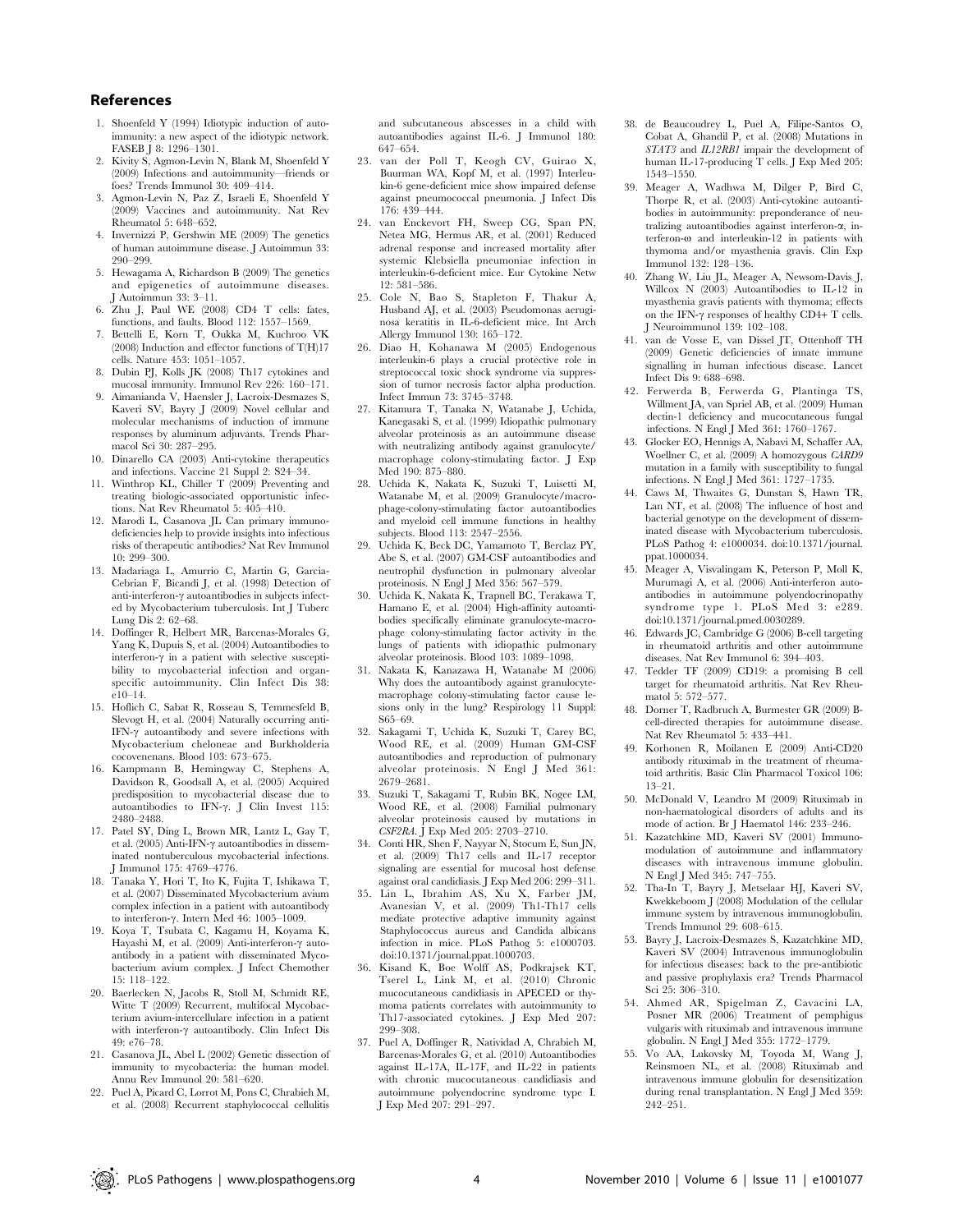## References

1. Shoenfeld Y (1994) Idiotypic induction of autoimmunity: a new aspect of the idiotypic network. FASEB J 8: 1296–1301.
2. Kivity S, Agmon-Levin N, Blank M, Shoenfeld Y (2009) Infections and autoimmunity—friends or foes? Trends Immunol 30: 409–414.
3. Agmon-Levin N, Paz Z, Israeli E, Shoenfeld Y (2009) Vaccines and autoimmunity. Nat Rev Rheumatol 5: 648–652.
4. Invernizzi P, Gershwin ME (2009) The genetics of human autoimmune disease. J Autoimmun 33: 290–299.
5. Hewagama A, Richardson B (2009) The genetics and epigenetics of autoimmune diseases. J Autoimmun 33: 3–11.
6. Zhu J, Paul WE (2008) CD4 T cells: fates, functions, and faults. Blood 112: 1557–1569.
7. Bettelli E, Korn T, Oukka M, Kuchroo VK (2008) Induction and effector functions of T(H)17 cells. Nature 453: 1051–1057.
8. Dubin PJ, Kolls JK (2008) Th17 cytokines and mucosal immunity. Immunol Rev 226: 160–171.
9. Aimanianda V, Haensler J, Lacroix-Desmazes S, Kaveri SV, Bayry J (2009) Novel cellular and molecular mechanisms of induction of immune responses by aluminum adjuvants. Trends Pharmacol Sci 30: 287–295.
10. Dinarello CA (2003) Anti-cytokine therapeutics and infections. Vaccine 21 Suppl 2: S24–34.
11. Winthrop KL, Chiller T (2009) Preventing and treating biologic-associated opportunistic infections. Nat Rev Rheumatol 5: 405–410.
12. Marodi L, Casanova JL Can primary immunodeficiencies help to provide insights into infectious risks of therapeutic antibodies? Nat Rev Immunol 10: 299–300.
13. Madariaga L, Amurrio C, Martin G, Garcia-Cebrian F, Bicandi J, et al. (1998) Detection of anti-interferon-γ autoantibodies in subjects infected by Mycobacterium tuberculosis. Int J Tuberc Lung Dis 2: 62–68.
14. Doffinger R, Helbert MR, Barcenas-Morales G, Yang K, Dupuis S, et al. (2004) Autoantibodies to interferon-γ in a patient with selective susceptibility to mycobacterial infection and organ-specific autoimmunity. Clin Infect Dis 38: e10–14.
15. Hoflich C, Sabat R, Rosseau S, Temmesfeld B, Slevogt H, et al. (2004) Naturally occurring anti-IFN-γ autoantibody and severe infections with Mycobacterium cheloneae and Burkholderia cocovenenans. Blood 103: 673–675.
16. Kampmann B, Hemingway C, Stephens A, Davidson R, Goodsall A, et al. (2005) Acquired predisposition to mycobacterial disease due to autoantibodies to IFN-γ. J Clin Invest 115: 2480–2488.
17. Patel SY, Ding L, Brown MR, Lantz L, Gay T, et al. (2005) Anti-IFN-γ autoantibodies in disseminated nontuberculous mycobacterial infections. J Immunol 175: 4769–4776.
18. Tanaka Y, Hori T, Ito K, Fujita T, Ishikawa T, et al. (2007) Disseminated Mycobacterium avium complex infection in a patient with autoantibody to interferon-γ. Intern Med 46: 1005–1009.
19. Koya T, Tsubata C, Kagamu H, Koyama K, Hayashi M, et al. (2009) Anti-interferon-γ autoantibody in a patient with disseminated Mycobacterium avium complex. J Infect Chemother 15: 118–122.
20. Baerlecken N, Jacobs R, Stoll M, Schmidt RE, Witte T (2009) Recurrent, multifocal Mycobacterium avium-intercellulare infection in a patient with interferon-γ autoantibody. Clin Infect Dis 49: e76–78.
21. Casanova JL, Abel L (2002) Genetic dissection of immunity to mycobacteria: the human model. Annu Rev Immunol 20: 581–620.
22. Puel A, Picard C, Lorrot M, Pons C, Chrabieh M, et al. (2008) Recurrent staphylococcal cellulitis and subcutaneous abscesses in a child with autoantibodies against IL-6. J Immunol 180: 647–654.
23. van der Poll T, Keogh CV, Guirao X, Buurman WA, Kopf M, et al. (1997) Interleukin-6 gene-deficient mice show impaired defense against pneumococcal pneumonia. J Infect Dis 176: 439–444.
24. van Enckevort FH, Sweep CG, Span PN, Netea MG, Hermus AR, et al. (2001) Reduced adrenal response and increased mortality after systemic Klebsiella pneumoniae infection in interleukin-6-deficient mice. Eur Cytokine Netw 12: 581–586.
25. Cole N, Bao S, Stapleton F, Thakur A, Husband AJ, et al. (2003) Pseudomonas aeruginosa keratitis in IL-6-deficient mice. Int Arch Allergy Immunol 130: 165–172.
26. Diao H, Kohanawa M (2005) Endogenous interleukin-6 plays a crucial protective role in streptococcal toxic shock syndrome via suppression of tumor necrosis factor alpha production. Infect Immun 73: 3745–3748.
27. Kitamura T, Tanaka N, Watanabe J, Uchida, Kanegasaki S, et al. (1999) Idiopathic pulmonary alveolar proteinosis as an autoimmune disease with neutralizing antibody against granulocyte/macrophage colony-stimulating factor. J Exp Med 190: 875–880.
28. Uchida K, Nakata K, Suzuki T, Luisetti M, Watanabe M, et al. (2009) Granulocyte/macrophage-colony-stimulating factor autoantibodies and myeloid cell immune functions in healthy subjects. Blood 113: 2547–2556.
29. Uchida K, Beck DC, Yamamoto T, Berclaz PY, Abe S, et al. (2007) GM-CSF autoantibodies and neutrophil dysfunction in pulmonary alveolar proteinosis. N Engl J Med 356: 567–579.
30. Uchida K, Nakata K, Trapnell BC, Terakawa T, Hamano E, et al. (2004) High-affinity autoantibodies specifically eliminate granulocyte-macrophage colony-stimulating factor activity in the lungs of patients with idiopathic pulmonary alveolar proteinosis. Blood 103: 1089–1098.
31. Nakata K, Kanazawa H, Watanabe M (2006) Why does the autoantibody against granulocyte-macrophage colony-stimulating factor cause lesions only in the lung? Respirology 11 Suppl: S65–69.
32. Sakagami T, Uchida K, Suzuki T, Carey BC, Wood RE, et al. (2009) Human GM-CSF autoantibodies and reproduction of pulmonary alveolar proteinosis. N Engl J Med 361: 2679–2681.
33. Suzuki T, Sakagami T, Rubin BK, Nogee LM, Wood RE, et al. (2008) Familial pulmonary alveolar proteinosis caused by mutations in *CSF2RA*. J Exp Med 205: 2703–2710.
34. Conti HR, Shen F, Nayyar N, Stocum E, Sun JN, et al. (2009) Th17 cells and IL-17 receptor signaling are essential for mucosal host defense against oral candidiasis. J Exp Med 206: 299–311.
35. Lin L, Ibrahim AS, Xu X, Farber JM, Avanesian V, et al. (2009) Th1-Th17 cells mediate protective adaptive immunity against Staphylococcus aureus and Candida albicans infection in mice. PLoS Pathog 5: e1000703. doi:10.1371/journal.ppat.1000703.
36. Kisand K, Boe Wolff AS, Podkrajsek KT, Tserel L, Link M, et al. (2010) Chronic mucocutaneous candidiasis in APECED or thymoma patients correlates with autoimmunity to Th17-associated cytokines. J Exp Med 207: 299–308.
37. Puel A, Doffinger R, Natividad A, Chrabieh M, Barcenas-Morales G, et al. (2010) Autoantibodies against IL-17A, IL-17F, and IL-22 in patients with chronic mucocutaneous candidiasis and autoimmune polyendocrine syndrome type I. J Exp Med 207: 291–297.
38. de Beaucoudrey L, Puel A, Filipe-Santos O, Cobat A, Ghandil P, et al. (2008) Mutations in *STAT3* and *IL12RB1* impair the development of human IL-17-producing T cells. J Exp Med 205: 1543–1550.
39. Meager A, Wadhwa M, Dilger P, Bird C, Thorpe R, et al. (2003) Anti-cytokine autoantibodies in autoimmunity: preponderance of neutralizing autoantibodies against interferon-α, interferon-ω and interleukin-12 in patients with thymoma and/or myasthenia gravis. Clin Exp Immunol 132: 128–136.
40. Zhang W, Liu JL, Meager A, Newsom-Davis J, Willcox N (2003) Autoantibodies to IL-12 in myasthenia gravis patients with thymoma; effects on the IFN-γ responses of healthy CD4+ T cells. J Neuroimmunol 139: 102–108.
41. van de Vosse E, van Dissel JT, Ottenhoff TH (2009) Genetic deficiencies of innate immune signalling in human infectious disease. Lancet Infect Dis 9: 688–698.
42. Ferwerda B, Ferwerda G, Plantinga TS, Willment JA, van Spriel AB, et al. (2009) Human dectin-1 deficiency and mucocutaneous fungal infections. N Engl J Med 361: 1760–1767.
43. Glocker EO, Hennigs A, Nabavi M, Schaffer AA, Woellner C, et al. (2009) A homozygous *CARD9* mutation in a family with susceptibility to fungal infections. N Engl J Med 361: 1727–1735.
44. Caws M, Thwaites G, Dunstan S, Hawn TR, Lan NT, et al. (2008) The influence of host and bacterial genotype on the development of disseminated disease with Mycobacterium tuberculosis. PLoS Pathog 4: e1000034. doi:10.1371/journal.ppat.1000034.
45. Meager A, Visvalingam K, Peterson P, Moll K, Murumagi A, et al. (2006) Anti-interferon autoantibodies in autoimmune polyendocrinopathy syndrome type 1. PLoS Med 3: e289. doi:10.1371/journal.pmed.0030289.
46. Edwards JC, Cambridge G (2006) B-cell targeting in rheumatoid arthritis and other autoimmune diseases. Nat Rev Immunol 6: 394–403.
47. Tedder TF (2009) CD19: a promising B cell target for rheumatoid arthritis. Nat Rev Rheumatol 5: 572–577.
48. Dorner T, Radbruch A, Burmester GR (2009) B-cell-directed therapies for autoimmune disease. Nat Rev Rheumatol 5: 433–441.
49. Korhonen R, Moilanen E (2009) Anti-CD20 antibody rituximab in the treatment of rheumatoid arthritis. Basic Clin Pharmacol Toxicol 106: 13–21.
50. McDonald V, Leandro M (2009) Rituximab in non-haematological disorders of adults and its mode of action. Br J Haematol 146: 233–246.
51. Kazatchkine MD, Kaveri SV (2001) Immunomodulation of autoimmune and inflammatory diseases with intravenous immune globulin. N Engl J Med 345: 747–755.
52. Tha-In T, Bayry J, Metselaar HJ, Kaveri SV, Kwekkeboom J (2008) Modulation of the cellular immune system by intravenous immunoglobulin. Trends Immunol 29: 608–615.
53. Bayry J, Lacroix-Desmazes S, Kazatchkine MD, Kaveri SV (2004) Intravenous immunoglobulin for infectious diseases: back to the pre-antibiotic and passive prophylaxis era? Trends Pharmacol Sci 25: 306–310.
54. Ahmed AR, Spigelman Z, Cavacini LA, Posner MR (2006) Treatment of pemphigus vulgaris with rituximab and intravenous immune globulin. N Engl J Med 355: 1772–1779.
55. Vo AA, Lukovsky M, Toyoda M, Wang J, Reinsmoen NL, et al. (2008) Rituximab and intravenous immune globulin for desensitization during renal transplantation. N Engl J Med 359: 242–251.